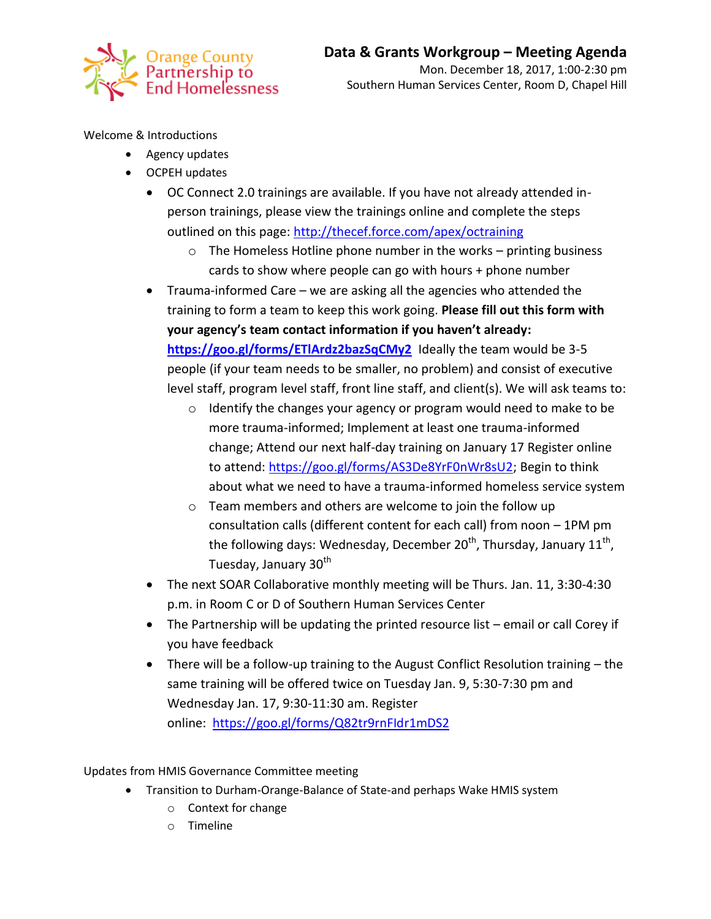Orange County Partnership to End Homelessness

# Data & Grants Workgroup – Meeting Agenda

Mon. December 18, 2017, 1:00-2:30 pm
Southern Human Services Center, Room D, Chapel Hill

Welcome & Introductions

- Agency updates
- OCPEH updates
  - OC Connect 2.0 trainings are available. If you have not already attended in-person trainings, please view the trainings online and complete the steps outlined on this page: http://thecef.force.com/apex/octraining
    - The Homeless Hotline phone number in the works – printing business cards to show where people can go with hours + phone number
  - Trauma-informed Care – we are asking all the agencies who attended the training to form a team to keep this work going. **Please fill out this form with your agency's team contact information if you haven't already: https://goo.gl/forms/ETlArdz2bazSqCMy2** Ideally the team would be 3-5 people (if your team needs to be smaller, no problem) and consist of executive level staff, program level staff, front line staff, and client(s). We will ask teams to:
    - Identify the changes your agency or program would need to make to be more trauma-informed; Implement at least one trauma-informed change; Attend our next half-day training on January 17 Register online to attend: https://goo.gl/forms/AS3De8YrF0nWr8sU2; Begin to think about what we need to have a trauma-informed homeless service system
    - Team members and others are welcome to join the follow up consultation calls (different content for each call) from noon – 1PM pm the following days: Wednesday, December 20th, Thursday, January 11th, Tuesday, January 30th
  - The next SOAR Collaborative monthly meeting will be Thurs. Jan. 11, 3:30-4:30 p.m. in Room C or D of Southern Human Services Center
  - The Partnership will be updating the printed resource list – email or call Corey if you have feedback
  - There will be a follow-up training to the August Conflict Resolution training – the same training will be offered twice on Tuesday Jan. 9, 5:30-7:30 pm and Wednesday Jan. 17, 9:30-11:30 am. Register online: https://goo.gl/forms/Q82tr9rnFIdr1mDS2

Updates from HMIS Governance Committee meeting

- Transition to Durham-Orange-Balance of State-and perhaps Wake HMIS system
  - Context for change
  - Timeline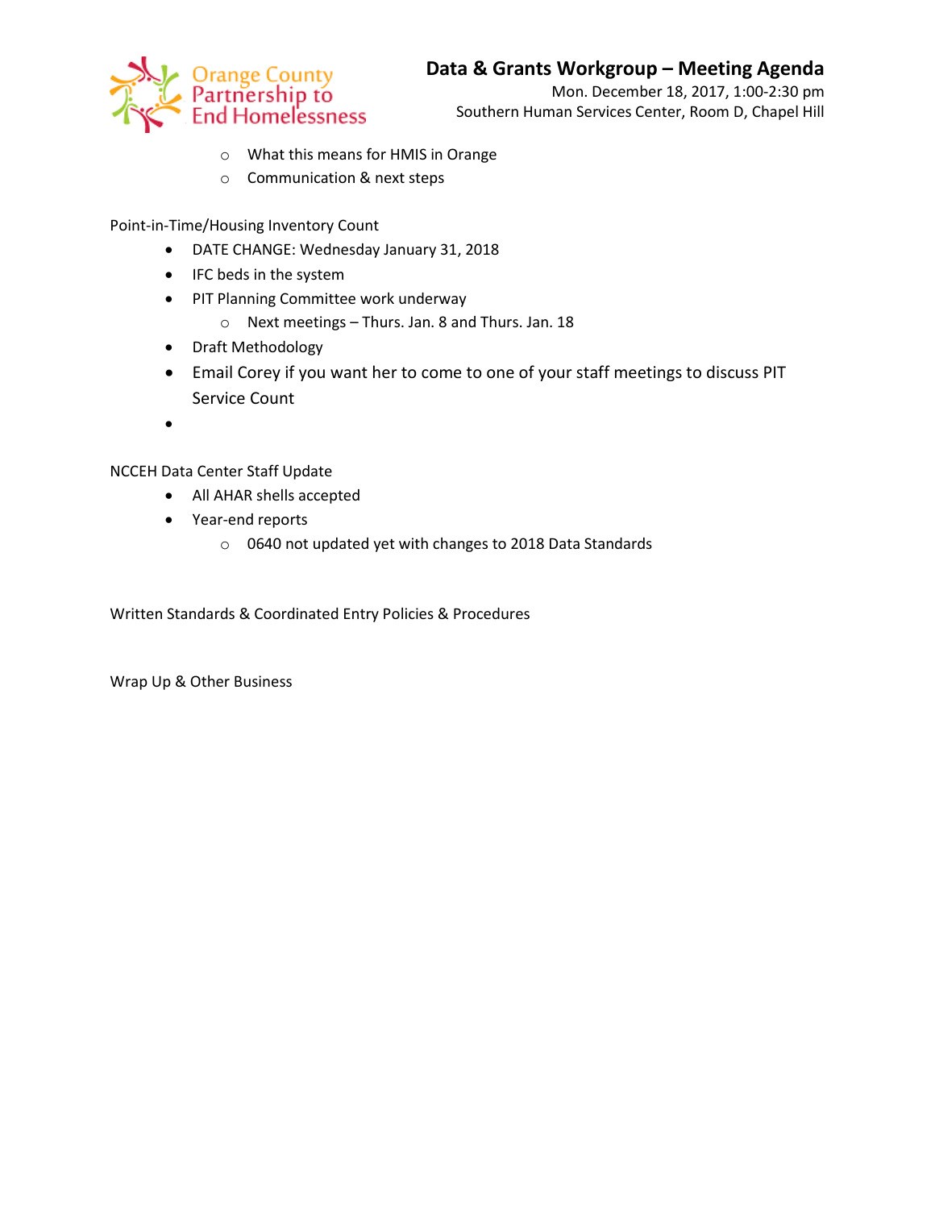- What this means for HMIS in Orange
- Communication & next steps

Point-in-Time/Housing Inventory Count

- DATE CHANGE: Wednesday January 31, 2018
- IFC beds in the system
- PIT Planning Committee work underway
  - Next meetings – Thurs. Jan. 8 and Thurs. Jan. 18
- Draft Methodology
- Email Corey if you want her to come to one of your staff meetings to discuss PIT Service Count
-

NCCEH Data Center Staff Update

- All AHAR shells accepted
- Year-end reports
  - 0640 not updated yet with changes to 2018 Data Standards

Written Standards & Coordinated Entry Policies & Procedures

Wrap Up & Other Business